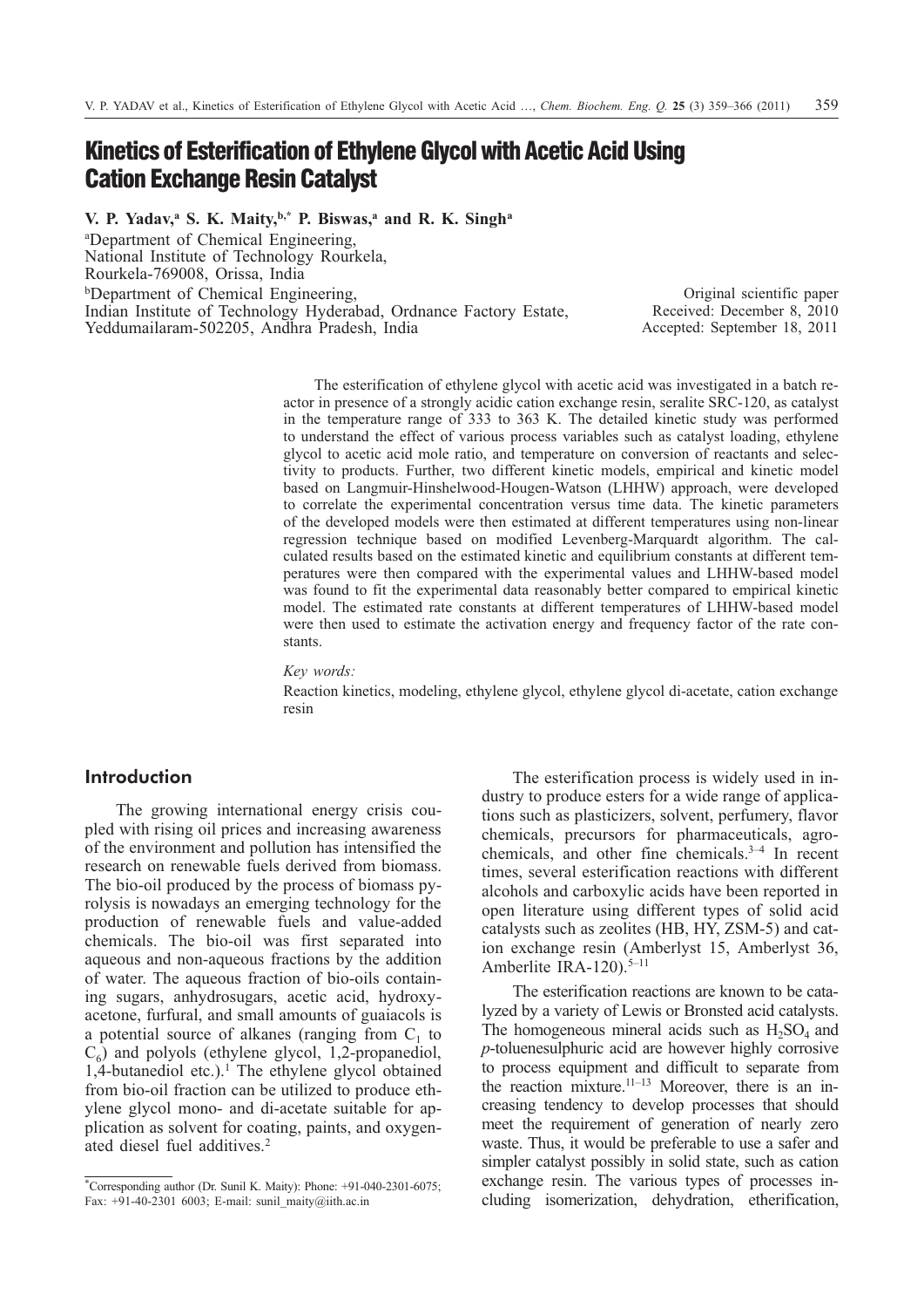# Kinetics of Esterification of Ethylene Glycol with Acetic Acid Using Cation Exchange Resin Catalyst

**V. P. Yadav,[a] S. K. Maity,[b,*] P. Biswas,[a] and R. K. Singh[a]**

[a]Department of Chemical Engineering, National Institute of Technology Rourkela, Rourkela-769008, Orissa, India

[b]Department of Chemical Engineering, Indian Institute of Technology Hyderabad, Ordnance Factory Estate, Yeddumailaram-502205, Andhra Pradesh, India

Original scientific paper
Received: December 8, 2010
Accepted: September 18, 2011

The esterification of ethylene glycol with acetic acid was investigated in a batch reactor in presence of a strongly acidic cation exchange resin, seralite SRC-120, as catalyst in the temperature range of 333 to 363 K. The detailed kinetic study was performed to understand the effect of various process variables such as catalyst loading, ethylene glycol to acetic acid mole ratio, and temperature on conversion of reactants and selectivity to products. Further, two different kinetic models, empirical and kinetic model based on Langmuir-Hinshelwood-Hougen-Watson (LHHW) approach, were developed to correlate the experimental concentration versus time data. The kinetic parameters of the developed models were then estimated at different temperatures using non-linear regression technique based on modified Levenberg-Marquardt algorithm. The calculated results based on the estimated kinetic and equilibrium constants at different temperatures were then compared with the experimental values and LHHW-based model was found to fit the experimental data reasonably better compared to empirical kinetic model. The estimated rate constants at different temperatures of LHHW-based model were then used to estimate the activation energy and frequency factor of the rate constants.

*Key words:*

Reaction kinetics, modeling, ethylene glycol, ethylene glycol di-acetate, cation exchange resin

## Introduction

The growing international energy crisis coupled with rising oil prices and increasing awareness of the environment and pollution has intensified the research on renewable fuels derived from biomass. The bio-oil produced by the process of biomass pyrolysis is nowadays an emerging technology for the production of renewable fuels and value-added chemicals. The bio-oil was first separated into aqueous and non-aqueous fractions by the addition of water. The aqueous fraction of bio-oils containing sugars, anhydrosugars, acetic acid, hydroxyacetone, furfural, and small amounts of guaiacols is a potential source of alkanes (ranging from $C_1$ to $C_6$) and polyols (ethylene glycol, 1,2-propanediol, 1,4-butanediol etc.).[1] The ethylene glycol obtained from bio-oil fraction can be utilized to produce ethylene glycol mono- and di-acetate suitable for application as solvent for coating, paints, and oxygenated diesel fuel additives.[2]

The esterification process is widely used in industry to produce esters for a wide range of applications such as plasticizers, solvent, perfumery, flavor chemicals, precursors for pharmaceuticals, agrochemicals, and other fine chemicals.[3–4] In recent times, several esterification reactions with different alcohols and carboxylic acids have been reported in open literature using different types of solid acid catalysts such as zeolites (HB, HY, ZSM-5) and cation exchange resin (Amberlyst 15, Amberlyst 36, Amberlite IRA-120).[5–11]

The esterification reactions are known to be catalyzed by a variety of Lewis or Bronsted acid catalysts. The homogeneous mineral acids such as $H_2SO_4$ and *p*-toluenesulphuric acid are however highly corrosive to process equipment and difficult to separate from the reaction mixture.[11–13] Moreover, there is an increasing tendency to develop processes that should meet the requirement of generation of nearly zero waste. Thus, it would be preferable to use a safer and simpler catalyst possibly in solid state, such as cation exchange resin. The various types of processes including isomerization, dehydration, etherification,

*Corresponding author (Dr. Sunil K. Maity): Phone: +91-040-2301-6075; Fax: +91-40-2301 6003; E-mail: sunil_maity@iith.ac.in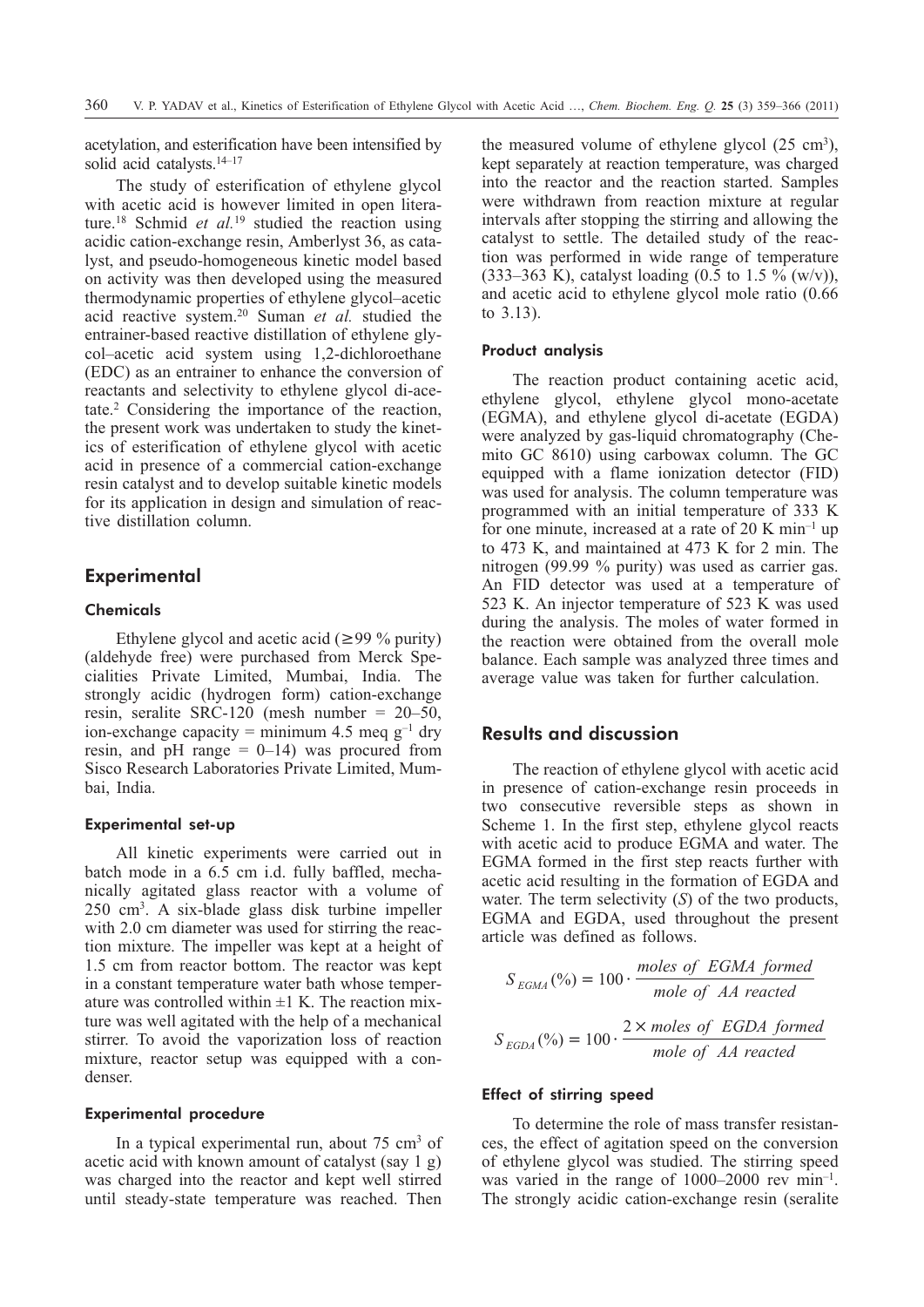acetylation, and esterification have been intensified by solid acid catalysts.[14–17]

The study of esterification of ethylene glycol with acetic acid is however limited in open literature.[18] Schmid *et al.*[19] studied the reaction using acidic cation-exchange resin, Amberlyst 36, as catalyst, and pseudo-homogeneous kinetic model based on activity was then developed using the measured thermodynamic properties of ethylene glycol–acetic acid reactive system.[20] Suman *et al.* studied the entrainer-based reactive distillation of ethylene glycol–acetic acid system using 1,2-dichloroethane (EDC) as an entrainer to enhance the conversion of reactants and selectivity to ethylene glycol di-acetate.[2] Considering the importance of the reaction, the present work was undertaken to study the kinetics of esterification of ethylene glycol with acetic acid in presence of a commercial cation-exchange resin catalyst and to develop suitable kinetic models for its application in design and simulation of reactive distillation column.

## Experimental

### Chemicals

Ethylene glycol and acetic acid (≥99 % purity) (aldehyde free) were purchased from Merck Specialities Private Limited, Mumbai, India. The strongly acidic (hydrogen form) cation-exchange resin, seralite SRC-120 (mesh number = 20–50, ion-exchange capacity = minimum 4.5 meq $g^{-1}$ dry resin, and pH range = 0–14) was procured from Sisco Research Laboratories Private Limited, Mumbai, India.

### Experimental set-up

All kinetic experiments were carried out in batch mode in a 6.5 cm i.d. fully baffled, mechanically agitated glass reactor with a volume of 250 $cm^3$. A six-blade glass disk turbine impeller with 2.0 cm diameter was used for stirring the reaction mixture. The impeller was kept at a height of 1.5 cm from reactor bottom. The reactor was kept in a constant temperature water bath whose temperature was controlled within ±1 K. The reaction mixture was well agitated with the help of a mechanical stirrer. To avoid the vaporization loss of reaction mixture, reactor setup was equipped with a condenser.

### Experimental procedure

In a typical experimental run, about 75 $cm^3$ of acetic acid with known amount of catalyst (say 1 g) was charged into the reactor and kept well stirred until steady-state temperature was reached. Then the measured volume of ethylene glycol (25 $cm^3$), kept separately at reaction temperature, was charged into the reactor and the reaction started. Samples were withdrawn from reaction mixture at regular intervals after stopping the stirring and allowing the catalyst to settle. The detailed study of the reaction was performed in wide range of temperature (333–363 K), catalyst loading (0.5 to 1.5 % (w/v)), and acetic acid to ethylene glycol mole ratio (0.66 to 3.13).

### Product analysis

The reaction product containing acetic acid, ethylene glycol, ethylene glycol mono-acetate (EGMA), and ethylene glycol di-acetate (EGDA) were analyzed by gas-liquid chromatography (Chemito GC 8610) using carbowax column. The GC equipped with a flame ionization detector (FID) was used for analysis. The column temperature was programmed with an initial temperature of 333 K for one minute, increased at a rate of 20 K $min^{-1}$ up to 473 K, and maintained at 473 K for 2 min. The nitrogen (99.99 % purity) was used as carrier gas. An FID detector was used at a temperature of 523 K. An injector temperature of 523 K was used during the analysis. The moles of water formed in the reaction were obtained from the overall mole balance. Each sample was analyzed three times and average value was taken for further calculation.

## Results and discussion

The reaction of ethylene glycol with acetic acid in presence of cation-exchange resin proceeds in two consecutive reversible steps as shown in Scheme 1. In the first step, ethylene glycol reacts with acetic acid to produce EGMA and water. The EGMA formed in the first step reacts further with acetic acid resulting in the formation of EGDA and water. The term selectivity ($S$) of the two products, EGMA and EGDA, used throughout the present article was defined as follows.

$$S_{EGMA}(\%) = 100 \cdot \frac{moles\ of\ \ EGMA\ formed}{mole\ of\ \ AA\ reacted}$$

$$S_{EGDA}(\%) = 100 \cdot \frac{2 \times moles\ of\ \ EGDA\ formed}{mole\ of\ \ AA\ reacted}$$

### Effect of stirring speed

To determine the role of mass transfer resistances, the effect of agitation speed on the conversion of ethylene glycol was studied. The stirring speed was varied in the range of 1000–2000 rev $min^{-1}$. The strongly acidic cation-exchange resin (seralite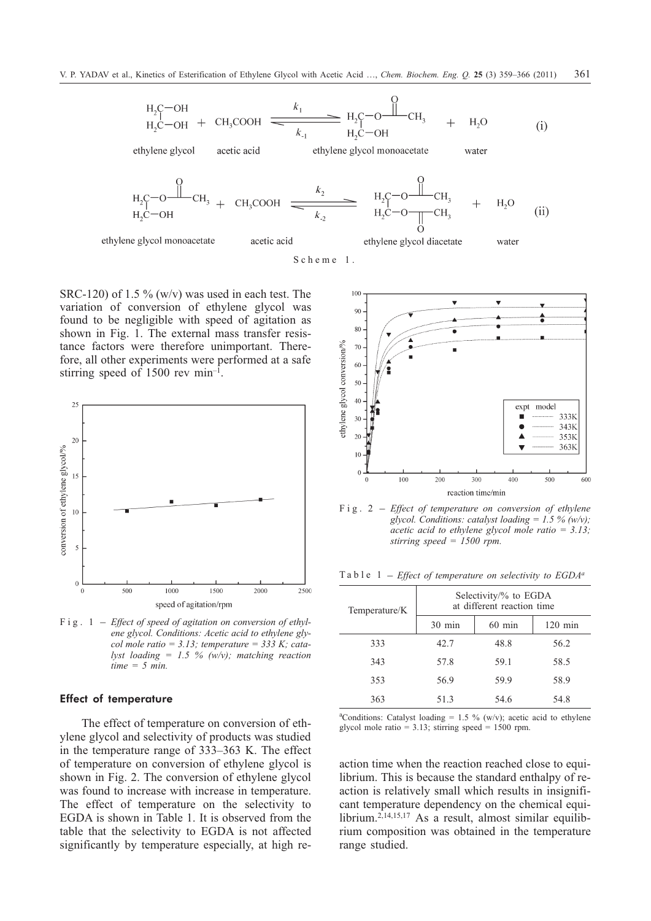$$\text{ethylene glycol} + CH_3COOH \underset{k_{-1}}{\overset{k_1}{\rightleftharpoons}} \text{ethylene glycol monoacetate} + H_2O \quad \text{(i)}$$

$$\text{ethylene glycol monoacetate} + CH_3COOH \underset{k_{-2}}{\overset{k_2}{\rightleftharpoons}} \text{ethylene glycol diacetate} + H_2O \quad \text{(ii)}$$

Scheme 1.

SRC-120) of 1.5 % (w/v) was used in each test. The variation of conversion of ethylene glycol was found to be negligible with speed of agitation as shown in Fig. 1. The external mass transfer resistance factors were therefore unimportant. Therefore, all other experiments were performed at a safe stirring speed of 1500 rev min$^{-1}$.

Fig. 1 – *Effect of speed of agitation on conversion of ethylene glycol. Conditions: Acetic acid to ethylene glycol mole ratio = 3.13; temperature = 333 K; catalyst loading = 1.5 % (w/v); matching reaction time = 5 min.*

### Effect of temperature

The effect of temperature on conversion of ethylene glycol and selectivity of products was studied in the temperature range of 333–363 K. The effect of temperature on conversion of ethylene glycol is shown in Fig. 2. The conversion of ethylene glycol was found to increase with increase in temperature. The effect of temperature on the selectivity to EGDA is shown in Table 1. It is observed from the table that the selectivity to EGDA is not affected significantly by temperature especially, at high reaction time when the reaction reached close to equilibrium. This is because the standard enthalpy of reaction is relatively small which results in insignificant temperature dependency on the chemical equilibrium.[2,14,15,17] As a result, almost similar equilibrium composition was obtained in the temperature range studied.

Fig. 2 – *Effect of temperature on conversion of ethylene glycol. Conditions: catalyst loading = 1.5 % (w/v); acetic acid to ethylene glycol mole ratio = 3.13; stirring speed = 1500 rpm.*

Table 1 – *Effect of temperature on selectivity to EGDA*[a]

| Temperature/K | Selectivity/% to EGDA at different reaction time | | |
|---|---|---|---|
| | 30 min | 60 min | 120 min |
| 333 | 42.7 | 48.8 | 56.2 |
| 343 | 57.8 | 59.1 | 58.5 |
| 353 | 56.9 | 59.9 | 58.9 |
| 363 | 51.3 | 54.6 | 54.8 |

[a]Conditions: Catalyst loading = 1.5 % (w/v); acetic acid to ethylene glycol mole ratio = 3.13; stirring speed = 1500 rpm.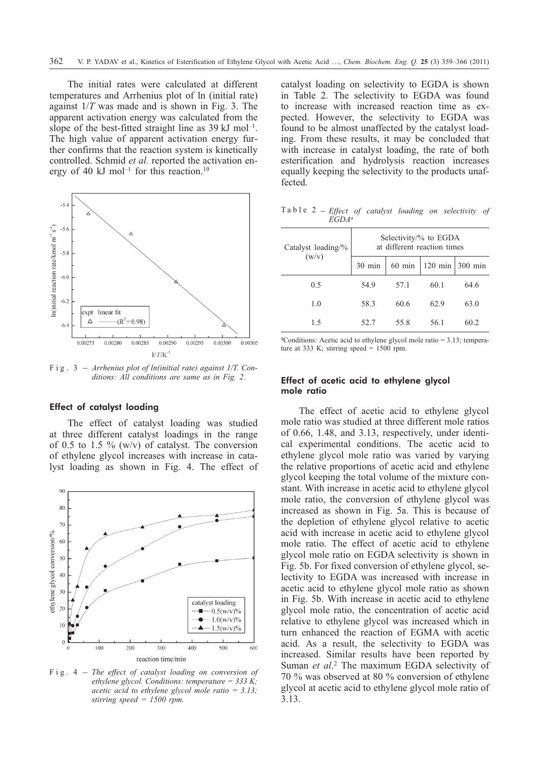The initial rates were calculated at different temperatures and Arrhenius plot of ln (initial rate) against $1/T$ was made and is shown in Fig. 3. The apparent activation energy was calculated from the slope of the best-fitted straight line as 39 kJ mol$^{-1}$. The high value of apparent activation energy further confirms that the reaction system is kinetically controlled. Schmid *et al.* reported the activation energy of 40 kJ mol$^{-1}$ for this reaction.[19]

Fig. 3 – *Arrhenius plot of ln(initial rate) against 1/T. Conditions: All conditions are same as in Fig. 2.*

### Effect of catalyst loading

The effect of catalyst loading was studied at three different catalyst loadings in the range of 0.5 to 1.5 % (w/v) of catalyst. The conversion of ethylene glycol increases with increase in catalyst loading as shown in Fig. 4. The effect of catalyst loading on selectivity to EGDA is shown in Table 2. The selectivity to EGDA was found to increase with increased reaction time as expected. However, the selectivity to EGDA was found to be almost unaffected by the catalyst loading. From these results, it may be concluded that with increase in catalyst loading, the rate of both esterification and hydrolysis reaction increases equally keeping the selectivity to the products unaffected.

Fig. 4 – *The effect of catalyst loading on conversion of ethylene glycol. Conditions: temperature = 333 K; acetic acid to ethylene glycol mole ratio = 3.13; stirring speed = 1500 rpm.*

Table 2 – *Effect of catalyst loading on selectivity of EGDA*[a]

| Catalyst loading/% (w/v) | Selectivity/% to EGDA at different reaction times | | | |
|---|---|---|---|---|
| | 30 min | 60 min | 120 min | 300 min |
| 0.5 | 54.9 | 57.1 | 60.1 | 64.6 |
| 1.0 | 58.3 | 60.6 | 62.9 | 63.0 |
| 1.5 | 52.7 | 55.8 | 56.1 | 60.2 |

[a]Conditions: Acetic acid to ethylene glycol mole ratio = 3.13; temperature at 333 K; stirring speed = 1500 rpm.

### Effect of acetic acid to ethylene glycol mole ratio

The effect of acetic acid to ethylene glycol mole ratio was studied at three different mole ratios of 0.66, 1.48, and 3.13, respectively, under identical experimental conditions. The acetic acid to ethylene glycol mole ratio was varied by varying the relative proportions of acetic acid and ethylene glycol keeping the total volume of the mixture constant. With increase in acetic acid to ethylene glycol mole ratio, the conversion of ethylene glycol was increased as shown in Fig. 5a. This is because of the depletion of ethylene glycol relative to acetic acid with increase in acetic acid to ethylene glycol mole ratio. The effect of acetic acid to ethylene glycol mole ratio on EGDA selectivity is shown in Fig. 5b. For fixed conversion of ethylene glycol, selectivity to EGDA was increased with increase in acetic acid to ethylene glycol mole ratio as shown in Fig. 5b. With increase in acetic acid to ethylene glycol mole ratio, the concentration of acetic acid relative to ethylene glycol was increased which in turn enhanced the reaction of EGMA with acetic acid. As a result, the selectivity to EGDA was increased. Similar results have been reported by Suman *et al*.[2] The maximum EGDA selectivity of 70 % was observed at 80 % conversion of ethylene glycol at acetic acid to ethylene glycol mole ratio of 3.13.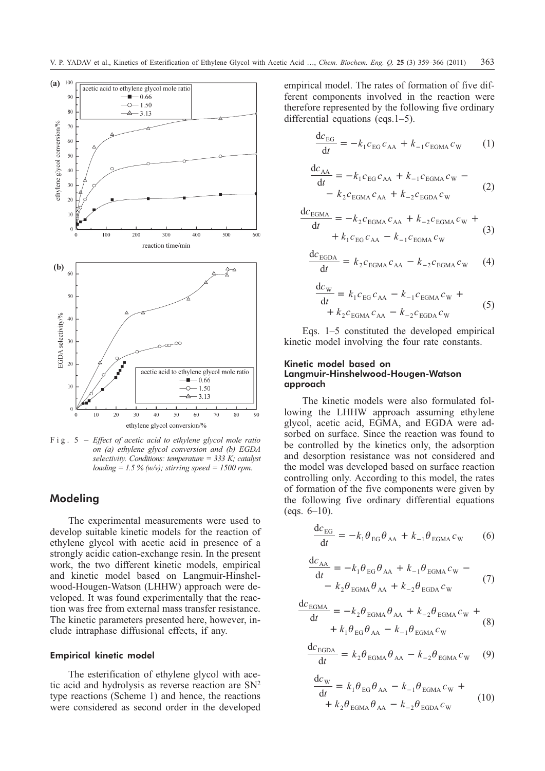F i g . 5 – *Effect of acetic acid to ethylene glycol mole ratio on (a) ethylene glycol conversion and (b) EGDA selectivity. Conditions: temperature = 333 K; catalyst loading = 1.5 % (w/v); stirring speed = 1500 rpm.*

## Modeling

The experimental measurements were used to develop suitable kinetic models for the reaction of ethylene glycol with acetic acid in presence of a strongly acidic cation-exchange resin. In the present work, the two different kinetic models, empirical and kinetic model based on Langmuir-Hinshelwood-Hougen-Watson (LHHW) approach were developed. It was found experimentally that the reaction was free from external mass transfer resistance. The kinetic parameters presented here, however, include intraphase diffusional effects, if any.

### Empirical kinetic model

The esterification of ethylene glycol with acetic acid and hydrolysis as reverse reaction are $SN^2$ type reactions (Scheme 1) and hence, the reactions were considered as second order in the developed empirical model. The rates of formation of five different components involved in the reaction were therefore represented by the following five ordinary differential equations (eqs.1–5).

$$\frac{dc_{EG}}{dt} = -k_1 c_{EG} c_{AA} + k_{-1} c_{EGMA} c_W \tag{1}$$

$$\frac{dc_{AA}}{dt} = -k_1 c_{EG} c_{AA} + k_{-1} c_{EGMA} c_W - k_2 c_{EGMA} c_{AA} + k_{-2} c_{EGDA} c_W \tag{2}$$

$$\frac{dc_{EGMA}}{dt} = -k_2 c_{EGMA} c_{AA} + k_{-2} c_{EGMA} c_W + k_1 c_{EG} c_{AA} - k_{-1} c_{EGMA} c_W \tag{3}$$

$$\frac{dc_{EGDA}}{dt} = k_2 c_{EGMA} c_{AA} - k_{-2} c_{EGMA} c_W \tag{4}$$

$$\frac{dc_W}{dt} = k_1 c_{EG} c_{AA} - k_{-1} c_{EGMA} c_W + k_2 c_{EGMA} c_{AA} - k_{-2} c_{EGDA} c_W \tag{5}$$

Eqs. 1–5 constituted the developed empirical kinetic model involving the four rate constants.

### Kinetic model based on Langmuir-Hinshelwood-Hougen-Watson approach

The kinetic models were also formulated following the LHHW approach assuming ethylene glycol, acetic acid, EGMA, and EGDA were adsorbed on surface. Since the reaction was found to be controlled by the kinetics only, the adsorption and desorption resistance was not considered and the model was developed based on surface reaction controlling only. According to this model, the rates of formation of the five components were given by the following five ordinary differential equations (eqs. 6–10).

$$\frac{dc_{EG}}{dt} = -k_1 \theta_{EG} \theta_{AA} + k_{-1} \theta_{EGMA} c_W \tag{6}$$

$$\frac{dc_{AA}}{dt} = -k_1 \theta_{EG} \theta_{AA} + k_{-1} \theta_{EGMA} c_W - k_2 \theta_{EGMA} \theta_{AA} + k_{-2} \theta_{EGDA} c_W \tag{7}$$

$$\frac{dc_{EGMA}}{dt} = -k_2 \theta_{EGMA} \theta_{AA} + k_{-2} \theta_{EGMA} c_W + k_1 \theta_{EG} \theta_{AA} - k_{-1} \theta_{EGMA} c_W \tag{8}$$

$$\frac{dc_{EGDA}}{dt} = k_2 \theta_{EGMA} \theta_{AA} - k_{-2} \theta_{EGMA} c_W \tag{9}$$

$$\frac{dc_W}{dt} = k_1 \theta_{EG} \theta_{AA} - k_{-1} \theta_{EGMA} c_W + k_2 \theta_{EGMA} \theta_{AA} - k_{-2} \theta_{EGDA} c_W \tag{10}$$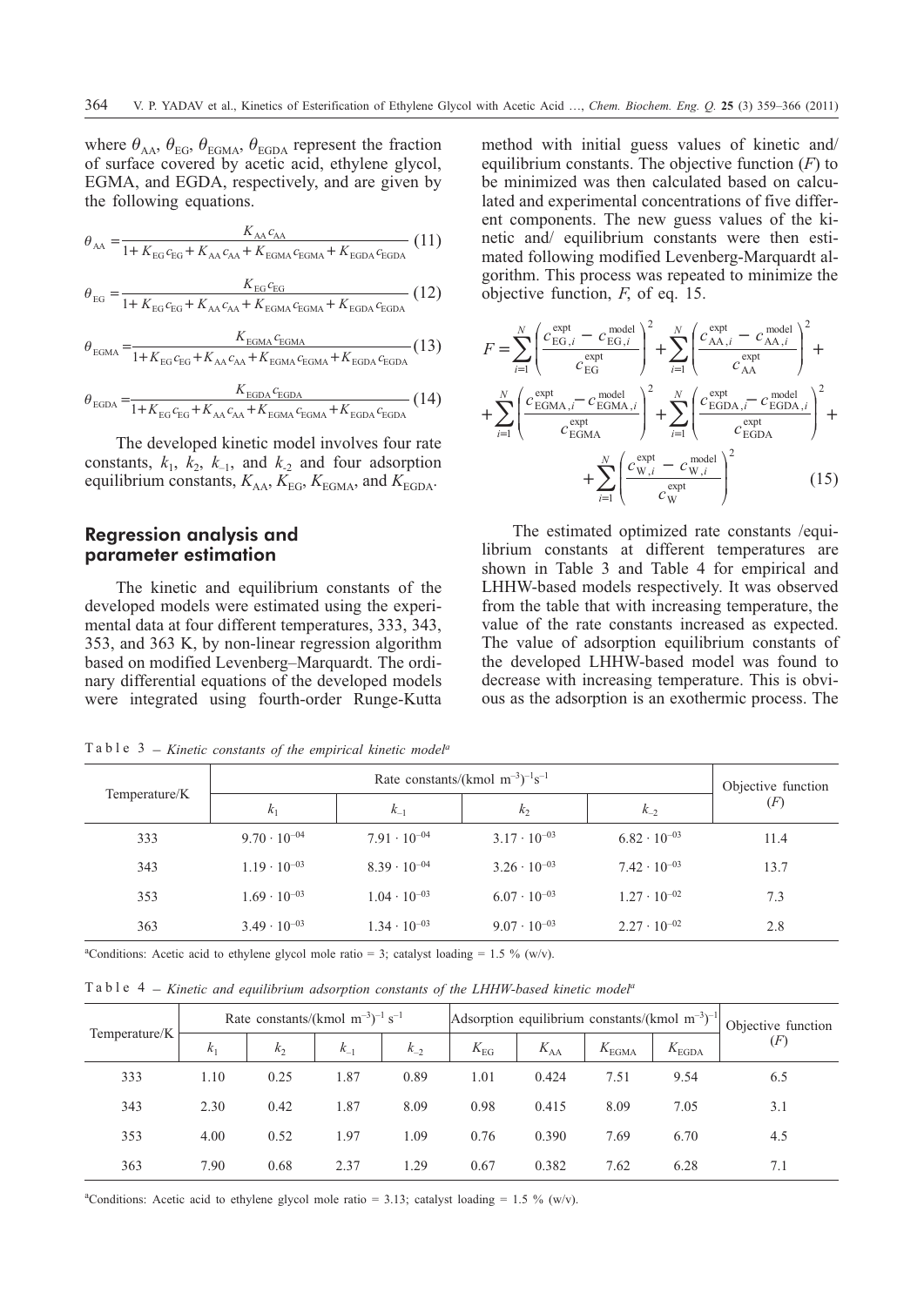where $\theta_{AA}$, $\theta_{EG}$, $\theta_{EGMA}$, $\theta_{EGDA}$ represent the fraction of surface covered by acetic acid, ethylene glycol, EGMA, and EGDA, respectively, and are given by the following equations.

$$\theta_{AA} = \frac{K_{AA} c_{AA}}{1 + K_{EG} c_{EG} + K_{AA} c_{AA} + K_{EGMA} c_{EGMA} + K_{EGDA} c_{EGDA}} \quad (11)$$

$$\theta_{EG} = \frac{K_{EG} c_{EG}}{1 + K_{EG} c_{EG} + K_{AA} c_{AA} + K_{EGMA} c_{EGMA} + K_{EGDA} c_{EGDA}} \quad (12)$$

$$\theta_{EGMA} = \frac{K_{EGMA} c_{EGMA}}{1 + K_{EG} c_{EG} + K_{AA} c_{AA} + K_{EGMA} c_{EGMA} + K_{EGDA} c_{EGDA}} \quad (13)$$

$$\theta_{EGDA} = \frac{K_{EGDA} c_{EGDA}}{1 + K_{EG} c_{EG} + K_{AA} c_{AA} + K_{EGMA} c_{EGMA} + K_{EGDA} c_{EGDA}} \quad (14)$$

The developed kinetic model involves four rate constants, $k_1$, $k_2$, $k_{-1}$, and $k_{-2}$ and four adsorption equilibrium constants, $K_{AA}$, $K_{EG}$, $K_{EGMA}$, and $K_{EGDA}$.

## Regression analysis and parameter estimation

The kinetic and equilibrium constants of the developed models were estimated using the experimental data at four different temperatures, 333, 343, 353, and 363 K, by non-linear regression algorithm based on modified Levenberg–Marquardt. The ordinary differential equations of the developed models were integrated using fourth-order Runge-Kutta method with initial guess values of kinetic and/ equilibrium constants. The objective function ($F$) to be minimized was then calculated based on calculated and experimental concentrations of five different components. The new guess values of the kinetic and/ equilibrium constants were then estimated following modified Levenberg-Marquardt algorithm. This process was repeated to minimize the objective function, $F$, of eq. 15.

$$F = \sum_{i=1}^{N} \left( \frac{c_{EG,i}^{expt} - c_{EG,i}^{model}}{c_{EG}^{expt}} \right)^2 + \sum_{i=1}^{N} \left( \frac{c_{AA,i}^{expt} - c_{AA,i}^{model}}{c_{AA}^{expt}} \right)^2 + \sum_{i=1}^{N} \left( \frac{c_{EGMA,i}^{expt} - c_{EGMA,i}^{model}}{c_{EGMA}^{expt}} \right)^2 + \sum_{i=1}^{N} \left( \frac{c_{EGDA,i}^{expt} - c_{EGDA,i}^{model}}{c_{EGDA}^{expt}} \right)^2 + \sum_{i=1}^{N} \left( \frac{c_{W,i}^{expt} - c_{W,i}^{model}}{c_{W}^{expt}} \right)^2 \quad (15)$$

The estimated optimized rate constants /equilibrium constants at different temperatures are shown in Table 3 and Table 4 for empirical and LHHW-based models respectively. It was observed from the table that with increasing temperature, the value of the rate constants increased as expected. The value of adsorption equilibrium constants of the developed LHHW-based model was found to decrease with increasing temperature. This is obvious as the adsorption is an exothermic process. The

Table 3 – *Kinetic constants of the empirical kinetic model*[a]

| Temperature/K | Rate constants/(kmol m$^{-3}$)$^{-1}$s$^{-1}$ | | | | Objective function ($F$) |
|---|---|---|---|---|---|
| | $k_1$ | $k_{-1}$ | $k_2$ | $k_{-2}$ | |
| 333 | $9.70 \cdot 10^{-04}$ | $7.91 \cdot 10^{-04}$ | $3.17 \cdot 10^{-03}$ | $6.82 \cdot 10^{-03}$ | 11.4 |
| 343 | $1.19 \cdot 10^{-03}$ | $8.39 \cdot 10^{-04}$ | $3.26 \cdot 10^{-03}$ | $7.42 \cdot 10^{-03}$ | 13.7 |
| 353 | $1.69 \cdot 10^{-03}$ | $1.04 \cdot 10^{-03}$ | $6.07 \cdot 10^{-03}$ | $1.27 \cdot 10^{-02}$ | 7.3 |
| 363 | $3.49 \cdot 10^{-03}$ | $1.34 \cdot 10^{-03}$ | $9.07 \cdot 10^{-03}$ | $2.27 \cdot 10^{-02}$ | 2.8 |

[a]Conditions: Acetic acid to ethylene glycol mole ratio = 3; catalyst loading = 1.5 % (w/v).

Table 4 – *Kinetic and equilibrium adsorption constants of the LHHW-based kinetic model*[a]

| Temperature/K | Rate constants/(kmol m$^{-3}$)$^{-1}$ s$^{-1}$ | | | | Adsorption equilibrium constants/(kmol m$^{-3}$)$^{-1}$ | | | | Objective function ($F$) |
|---|---|---|---|---|---|---|---|---|---|
| | $k_1$ | $k_2$ | $k_{-1}$ | $k_{-2}$ | $K_{EG}$ | $K_{AA}$ | $K_{EGMA}$ | $K_{EGDA}$ | |
| 333 | 1.10 | 0.25 | 1.87 | 0.89 | 1.01 | 0.424 | 7.51 | 9.54 | 6.5 |
| 343 | 2.30 | 0.42 | 1.87 | 8.09 | 0.98 | 0.415 | 8.09 | 7.05 | 3.1 |
| 353 | 4.00 | 0.52 | 1.97 | 1.09 | 0.76 | 0.390 | 7.69 | 6.70 | 4.5 |
| 363 | 7.90 | 0.68 | 2.37 | 1.29 | 0.67 | 0.382 | 7.62 | 6.28 | 7.1 |

[a]Conditions: Acetic acid to ethylene glycol mole ratio = 3.13; catalyst loading = 1.5 % (w/v).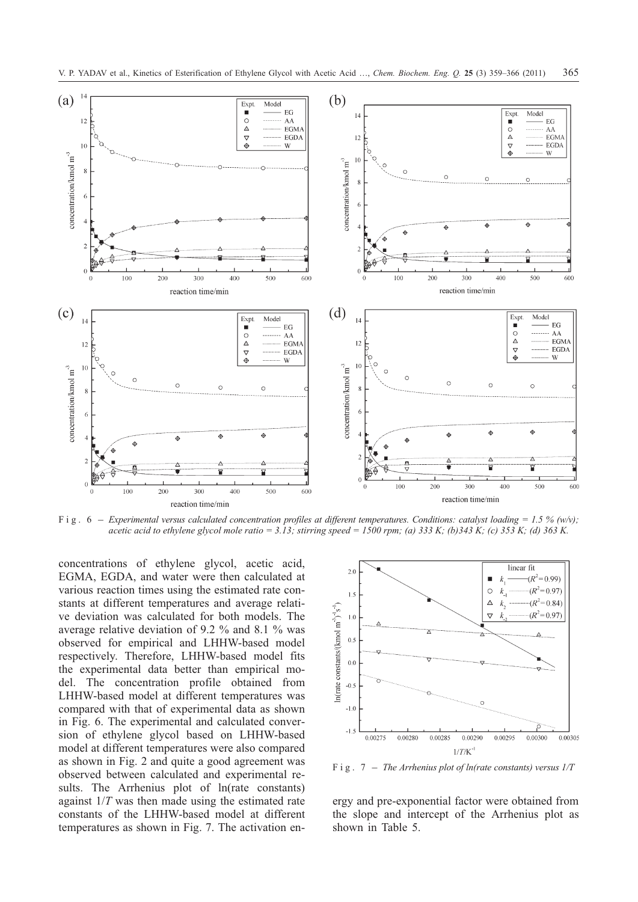Fig. 6 – *Experimental versus calculated concentration profiles at different temperatures. Conditions: catalyst loading = 1.5 % (w/v); acetic acid to ethylene glycol mole ratio = 3.13; stirring speed = 1500 rpm; (a) 333 K; (b)343 K; (c) 353 K; (d) 363 K.*

concentrations of ethylene glycol, acetic acid, EGMA, EGDA, and water were then calculated at various reaction times using the estimated rate constants at different temperatures and average relative deviation was calculated for both models. The average relative deviation of 9.2 % and 8.1 % was observed for empirical and LHHW-based model respectively. Therefore, LHHW-based model fits the experimental data better than empirical model. The concentration profile obtained from LHHW-based model at different temperatures was compared with that of experimental data as shown in Fig. 6. The experimental and calculated conversion of ethylene glycol based on LHHW-based model at different temperatures were also compared as shown in Fig. 2 and quite a good agreement was observed between calculated and experimental results. The Arrhenius plot of ln(rate constants) against $1/T$ was then made using the estimated rate constants of the LHHW-based model at different temperatures as shown in Fig. 7. The activation energy and pre-exponential factor were obtained from the slope and intercept of the Arrhenius plot as shown in Table 5.

Fig. 7 – *The Arrhenius plot of ln(rate constants) versus 1/T*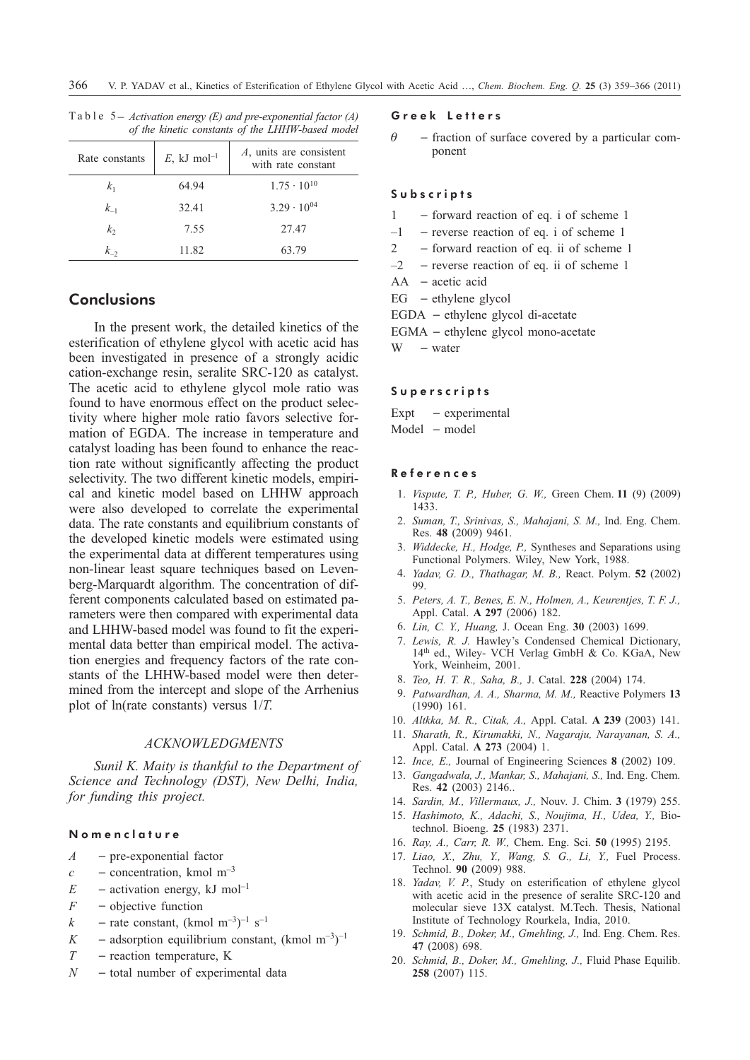Table 5 – *Activation energy (E) and pre-exponential factor (A) of the kinetic constants of the LHHW-based model*

| Rate constants | $E$, kJ mol$^{-1}$ | $A$, units are consistent with rate constant |
|---|---|---|
| $k_1$ | 64.94 | $1.75 \cdot 10^{10}$ |
| $k_{-1}$ | 32.41 | $3.29 \cdot 10^{04}$ |
| $k_2$ | 7.55 | 27.47 |
| $k_{-2}$ | 11.82 | 63.79 |

## Conclusions

In the present work, the detailed kinetics of the esterification of ethylene glycol with acetic acid has been investigated in presence of a strongly acidic cation-exchange resin, seralite SRC-120 as catalyst. The acetic acid to ethylene glycol mole ratio was found to have enormous effect on the product selectivity where higher mole ratio favors selective formation of EGDA. The increase in temperature and catalyst loading has been found to enhance the reaction rate without significantly affecting the product selectivity. The two different kinetic models, empirical and kinetic model based on LHHW approach were also developed to correlate the experimental data. The rate constants and equilibrium constants of the developed kinetic models were estimated using the experimental data at different temperatures using non-linear least square techniques based on Levenberg-Marquardt algorithm. The concentration of different components calculated based on estimated parameters were then compared with experimental data and LHHW-based model was found to fit the experimental data better than empirical model. The activation energies and frequency factors of the rate constants of the LHHW-based model were then determined from the intercept and slope of the Arrhenius plot of ln(rate constants) versus $1/T$.

### ACKNOWLEDGMENTS

*Sunil K. Maity is thankful to the Department of Science and Technology (DST), New Delhi, India, for funding this project.*

### Nomenclature

- $A$ – pre-exponential factor
- $c$ – concentration, kmol m$^{-3}$
- $E$ – activation energy, kJ mol$^{-1}$
- $F$ – objective function
- $k$ – rate constant, (kmol m$^{-3}$)$^{-1}$ s$^{-1}$
- $K$ – adsorption equilibrium constant, (kmol m$^{-3}$)$^{-1}$
- $T$ – reaction temperature, K
- $N$ – total number of experimental data

### Greek Letters

- $\theta$ – fraction of surface covered by a particular component

### Subscripts

- 1 – forward reaction of eq. i of scheme 1
- –1 – reverse reaction of eq. i of scheme 1
- 2 – forward reaction of eq. ii of scheme 1
- –2 – reverse reaction of eq. ii of scheme 1
- AA – acetic acid
- EG – ethylene glycol
- EGDA – ethylene glycol di-acetate
- EGMA – ethylene glycol mono-acetate
- W – water

### Superscripts

- Expt – experimental
- Model – model

### References

1. *Vispute, T. P., Huber, G. W.,* Green Chem. **11** (9) (2009) 1433.
2. *Suman, T., Srinivas, S., Mahajani, S. M.,* Ind. Eng. Chem. Res. **48** (2009) 9461.
3. *Widdecke, H., Hodge, P.,* Syntheses and Separations using Functional Polymers. Wiley, New York, 1988.
4. *Yadav, G. D., Thathagar, M. B.,* React. Polym. **52** (2002) 99.
5. *Peters, A. T., Benes, E. N., Holmen, A., Keurentjes, T. F. J.,* Appl. Catal. **A 297** (2006) 182.
6. *Lin, C. Y., Huang,* J. Ocean Eng. **30** (2003) 1699.
7. *Lewis, R. J.* Hawley's Condensed Chemical Dictionary, 14th ed., Wiley- VCH Verlag GmbH & Co. KGaA, New York, Weinheim, 2001.
8. *Teo, H. T. R., Saha, B.,* J. Catal. **228** (2004) 174.
9. *Patwardhan, A. A., Sharma, M. M.,* Reactive Polymers **13** (1990) 161.
10. *Altkka, M. R., Citak, A.,* Appl. Catal. **A 239** (2003) 141.
11. *Sharath, R., Kirumakki, N., Nagaraju, Narayanan, S. A.,* Appl. Catal. **A 273** (2004) 1.
12. *Ince, E.,* Journal of Engineering Sciences **8** (2002) 109.
13. *Gangadwala, J., Mankar, S., Mahajani, S.,* Ind. Eng. Chem. Res. **42** (2003) 2146..
14. *Sardin, M., Villermaux, J.,* Nouv. J. Chim. **3** (1979) 255.
15. *Hashimoto, K., Adachi, S., Noujima, H., Udea, Y.,* Biotechnol. Bioeng. **25** (1983) 2371.
16. *Ray, A., Carr, R. W.,* Chem. Eng. Sci. **50** (1995) 2195.
17. *Liao, X., Zhu, Y., Wang, S. G., Li, Y.,* Fuel Process. Technol. **90** (2009) 988.
18. *Yadav, V. P.*, Study on esterification of ethylene glycol with acetic acid in the presence of seralite SRC-120 and molecular sieve 13X catalyst. M.Tech. Thesis, National Institute of Technology Rourkela, India, 2010.
19. *Schmid, B., Doker, M., Gmehling, J.,* Ind. Eng. Chem. Res. **47** (2008) 698.
20. *Schmid, B., Doker, M., Gmehling, J.,* Fluid Phase Equilib. **258** (2007) 115.